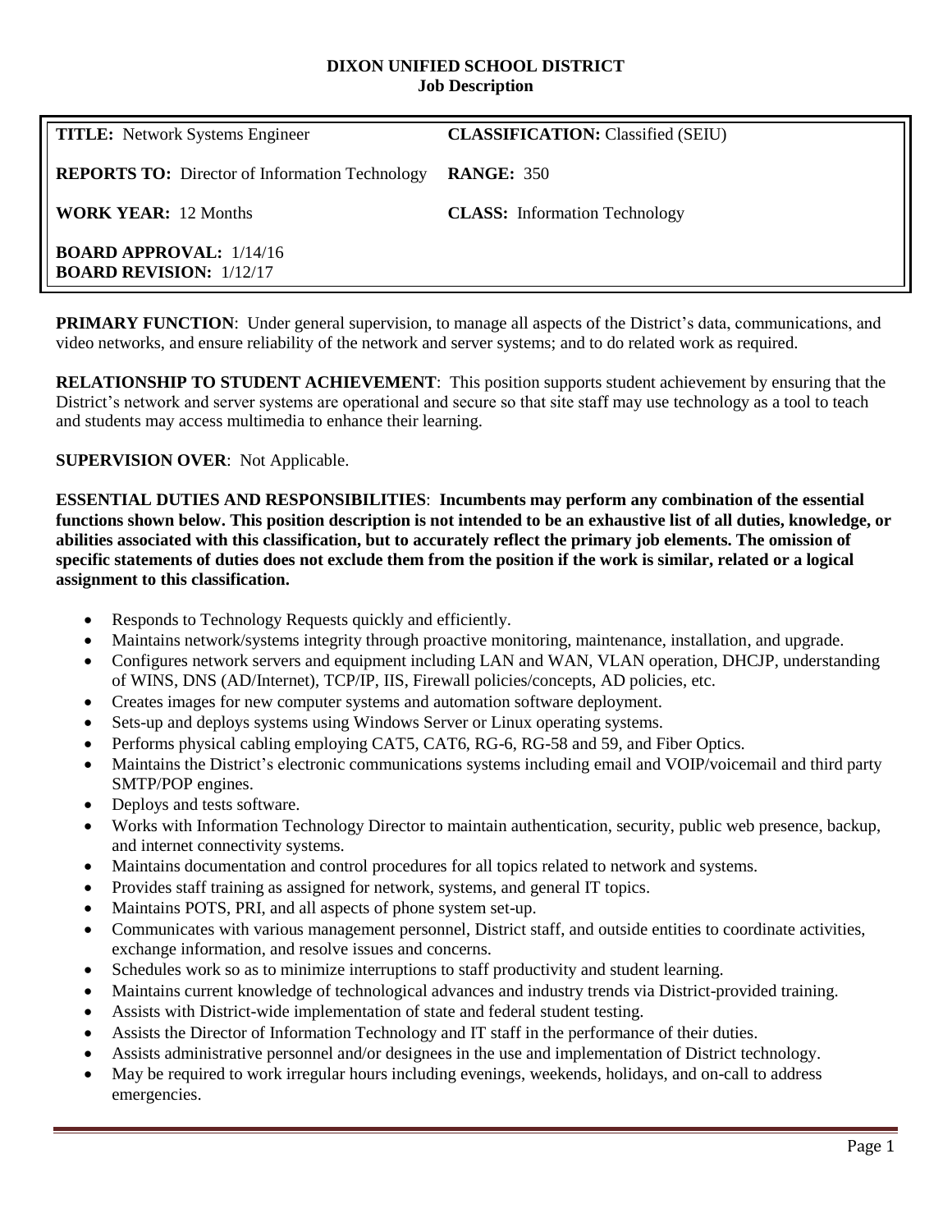**DIXON UNIFIED SCHOOL DISTRICT**
**Job Description**

| | |
|---|---|
| **TITLE:** Network Systems Engineer | **CLASSIFICATION:** Classified (SEIU) |
| **REPORTS TO:** Director of Information Technology | **RANGE:** 350 |
| **WORK YEAR:** 12 Months | **CLASS:** Information Technology |
| **BOARD APPROVAL:** 1/14/16<br>**BOARD REVISION:** 1/12/17 | |

**PRIMARY FUNCTION**: Under general supervision, to manage all aspects of the District's data, communications, and video networks, and ensure reliability of the network and server systems; and to do related work as required.

**RELATIONSHIP TO STUDENT ACHIEVEMENT**: This position supports student achievement by ensuring that the District's network and server systems are operational and secure so that site staff may use technology as a tool to teach and students may access multimedia to enhance their learning.

**SUPERVISION OVER**: Not Applicable.

**ESSENTIAL DUTIES AND RESPONSIBILITIES**: **Incumbents may perform any combination of the essential functions shown below. This position description is not intended to be an exhaustive list of all duties, knowledge, or abilities associated with this classification, but to accurately reflect the primary job elements. The omission of specific statements of duties does not exclude them from the position if the work is similar, related or a logical assignment to this classification.**

- Responds to Technology Requests quickly and efficiently.
- Maintains network/systems integrity through proactive monitoring, maintenance, installation, and upgrade.
- Configures network servers and equipment including LAN and WAN, VLAN operation, DHCJP, understanding of WINS, DNS (AD/Internet), TCP/IP, IIS, Firewall policies/concepts, AD policies, etc.
- Creates images for new computer systems and automation software deployment.
- Sets-up and deploys systems using Windows Server or Linux operating systems.
- Performs physical cabling employing CAT5, CAT6, RG-6, RG-58 and 59, and Fiber Optics.
- Maintains the District's electronic communications systems including email and VOIP/voicemail and third party SMTP/POP engines.
- Deploys and tests software.
- Works with Information Technology Director to maintain authentication, security, public web presence, backup, and internet connectivity systems.
- Maintains documentation and control procedures for all topics related to network and systems.
- Provides staff training as assigned for network, systems, and general IT topics.
- Maintains POTS, PRI, and all aspects of phone system set-up.
- Communicates with various management personnel, District staff, and outside entities to coordinate activities, exchange information, and resolve issues and concerns.
- Schedules work so as to minimize interruptions to staff productivity and student learning.
- Maintains current knowledge of technological advances and industry trends via District-provided training.
- Assists with District-wide implementation of state and federal student testing.
- Assists the Director of Information Technology and IT staff in the performance of their duties.
- Assists administrative personnel and/or designees in the use and implementation of District technology.
- May be required to work irregular hours including evenings, weekends, holidays, and on-call to address emergencies.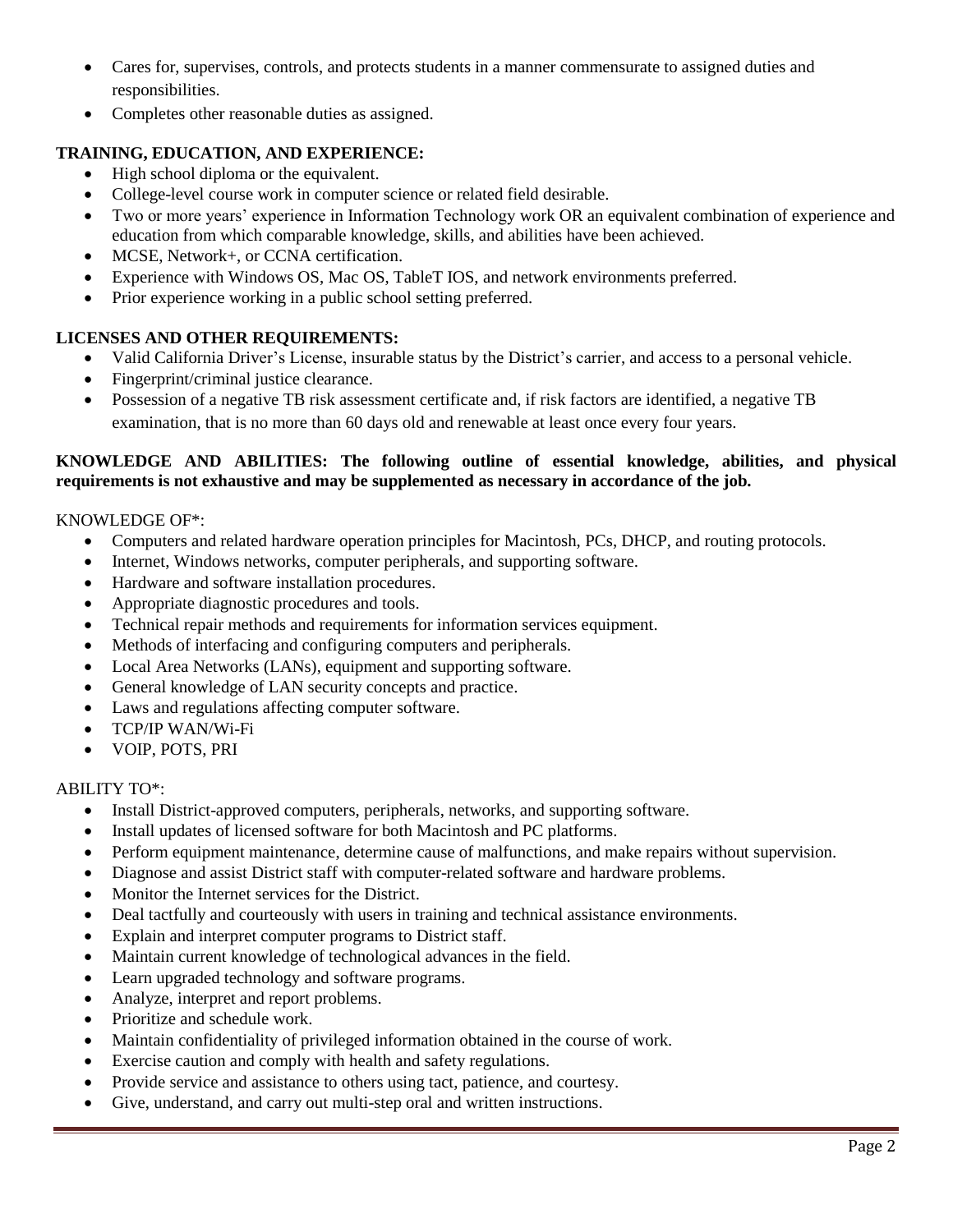- Cares for, supervises, controls, and protects students in a manner commensurate to assigned duties and responsibilities.
- Completes other reasonable duties as assigned.

**TRAINING, EDUCATION, AND EXPERIENCE:**

- High school diploma or the equivalent.
- College-level course work in computer science or related field desirable.
- Two or more years' experience in Information Technology work OR an equivalent combination of experience and education from which comparable knowledge, skills, and abilities have been achieved.
- MCSE, Network+, or CCNA certification.
- Experience with Windows OS, Mac OS, TableT IOS, and network environments preferred.
- Prior experience working in a public school setting preferred.

**LICENSES AND OTHER REQUIREMENTS:**

- Valid California Driver's License, insurable status by the District's carrier, and access to a personal vehicle.
- Fingerprint/criminal justice clearance.
- Possession of a negative TB risk assessment certificate and, if risk factors are identified, a negative TB examination, that is no more than 60 days old and renewable at least once every four years.

**KNOWLEDGE AND ABILITIES: The following outline of essential knowledge, abilities, and physical requirements is not exhaustive and may be supplemented as necessary in accordance of the job.**

KNOWLEDGE OF*:

- Computers and related hardware operation principles for Macintosh, PCs, DHCP, and routing protocols.
- Internet, Windows networks, computer peripherals, and supporting software.
- Hardware and software installation procedures.
- Appropriate diagnostic procedures and tools.
- Technical repair methods and requirements for information services equipment.
- Methods of interfacing and configuring computers and peripherals.
- Local Area Networks (LANs), equipment and supporting software.
- General knowledge of LAN security concepts and practice.
- Laws and regulations affecting computer software.
- TCP/IP WAN/Wi-Fi
- VOIP, POTS, PRI

ABILITY TO*:

- Install District-approved computers, peripherals, networks, and supporting software.
- Install updates of licensed software for both Macintosh and PC platforms.
- Perform equipment maintenance, determine cause of malfunctions, and make repairs without supervision.
- Diagnose and assist District staff with computer-related software and hardware problems.
- Monitor the Internet services for the District.
- Deal tactfully and courteously with users in training and technical assistance environments.
- Explain and interpret computer programs to District staff.
- Maintain current knowledge of technological advances in the field.
- Learn upgraded technology and software programs.
- Analyze, interpret and report problems.
- Prioritize and schedule work.
- Maintain confidentiality of privileged information obtained in the course of work.
- Exercise caution and comply with health and safety regulations.
- Provide service and assistance to others using tact, patience, and courtesy.
- Give, understand, and carry out multi-step oral and written instructions.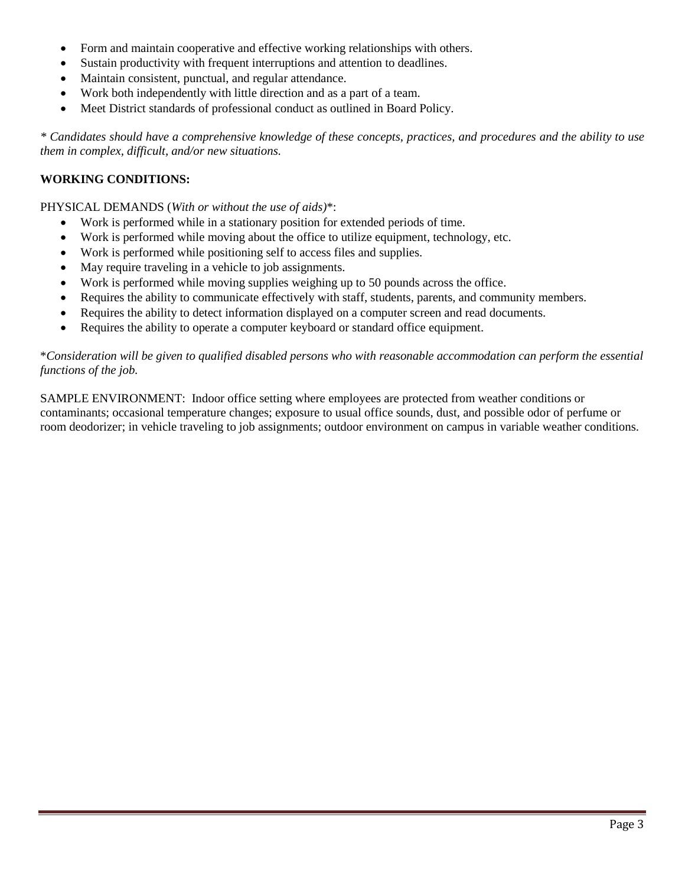- Form and maintain cooperative and effective working relationships with others.
- Sustain productivity with frequent interruptions and attention to deadlines.
- Maintain consistent, punctual, and regular attendance.
- Work both independently with little direction and as a part of a team.
- Meet District standards of professional conduct as outlined in Board Policy.

*\* Candidates should have a comprehensive knowledge of these concepts, practices, and procedures and the ability to use them in complex, difficult, and/or new situations.*

**WORKING CONDITIONS:**

PHYSICAL DEMANDS (*With or without the use of aids)*\*:

- Work is performed while in a stationary position for extended periods of time.
- Work is performed while moving about the office to utilize equipment, technology, etc.
- Work is performed while positioning self to access files and supplies.
- May require traveling in a vehicle to job assignments.
- Work is performed while moving supplies weighing up to 50 pounds across the office.
- Requires the ability to communicate effectively with staff, students, parents, and community members.
- Requires the ability to detect information displayed on a computer screen and read documents.
- Requires the ability to operate a computer keyboard or standard office equipment.

\**Consideration will be given to qualified disabled persons who with reasonable accommodation can perform the essential functions of the job.*

SAMPLE ENVIRONMENT: Indoor office setting where employees are protected from weather conditions or contaminants; occasional temperature changes; exposure to usual office sounds, dust, and possible odor of perfume or room deodorizer; in vehicle traveling to job assignments; outdoor environment on campus in variable weather conditions.